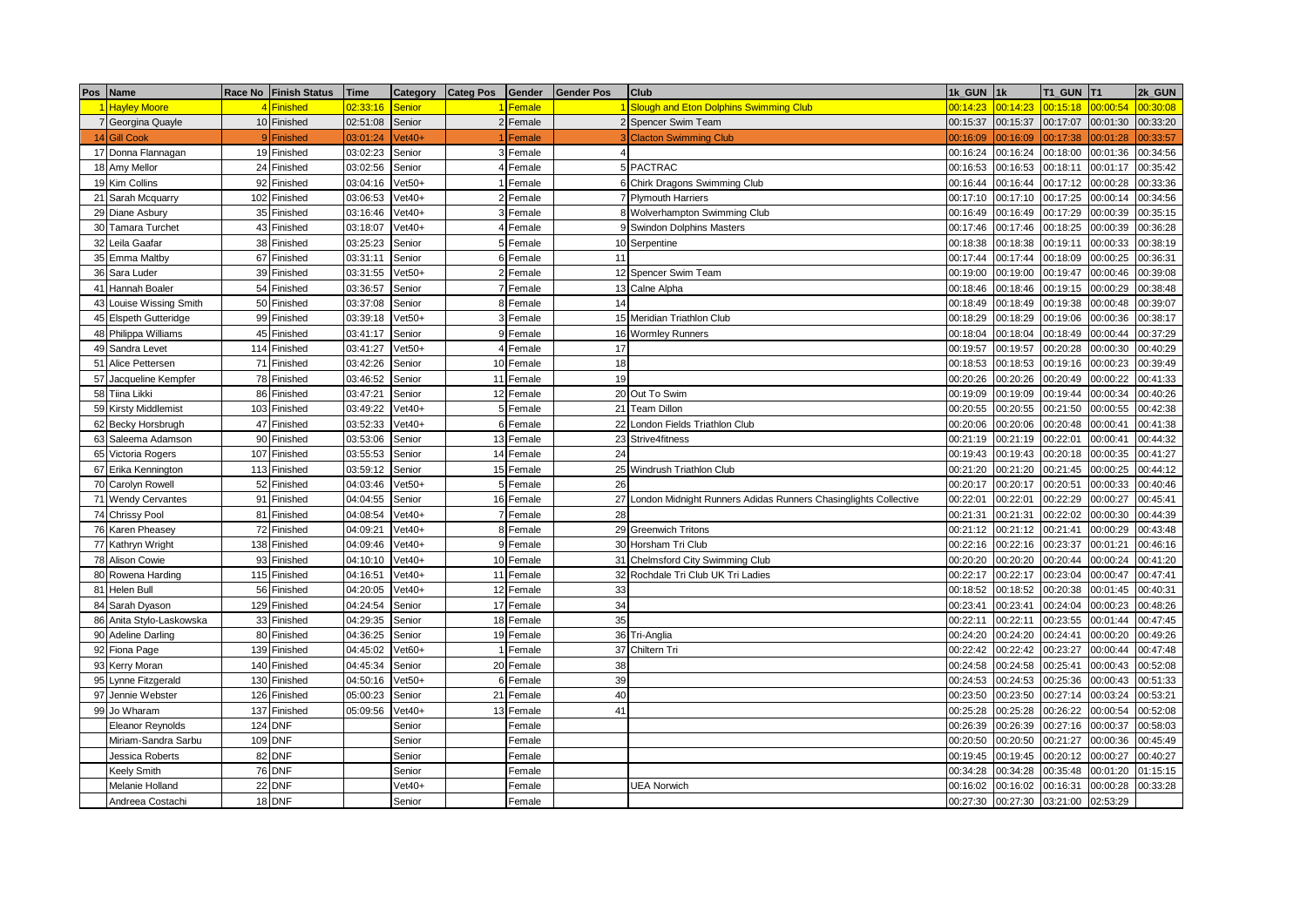| Pos | Name | Race No | Finish Status | Time | Category | Categ Pos | Gender | Gender Pos | Club | 1k_GUN | 1k | T1_GUN | T1 | 2k_GUN |
|---|---|---|---|---|---|---|---|---|---|---|---|---|---|---|
| 1 | Hayley Moore | 4 | Finished | 02:33:16 | Senior | 1 | Female | 1 | Slough and Eton Dolphins Swimming Club | 00:14:23 | 00:14:23 | 00:15:18 | 00:00:54 | 00:30:08 |
| 7 | Georgina Quayle | 10 | Finished | 02:51:08 | Senior | 2 | Female | 2 | Spencer Swim Team | 00:15:37 | 00:15:37 | 00:17:07 | 00:01:30 | 00:33:20 |
| 14 | Gill Cook | 9 | Finished | 03:01:24 | Vet40+ | 1 | Female | 3 | Clacton Swimming Club | 00:16:09 | 00:16:09 | 00:17:38 | 00:01:28 | 00:33:57 |
| 17 | Donna Flannagan | 19 | Finished | 03:02:23 | Senior | 3 | Female | 4 | | 00:16:24 | 00:16:24 | 00:18:00 | 00:01:36 | 00:34:56 |
| 18 | Amy Mellor | 24 | Finished | 03:02:56 | Senior | 4 | Female | 5 | PACTRAC | 00:16:53 | 00:16:53 | 00:18:11 | 00:01:17 | 00:35:42 |
| 19 | Kim Collins | 92 | Finished | 03:04:16 | Vet50+ | 1 | Female | 6 | Chirk Dragons Swimming Club | 00:16:44 | 00:16:44 | 00:17:12 | 00:00:28 | 00:33:36 |
| 21 | Sarah Mcquarry | 102 | Finished | 03:06:53 | Vet40+ | 2 | Female | 7 | Plymouth Harriers | 00:17:10 | 00:17:10 | 00:17:25 | 00:00:14 | 00:34:56 |
| 29 | Diane Asbury | 35 | Finished | 03:16:46 | Vet40+ | 3 | Female | 8 | Wolverhampton Swimming Club | 00:16:49 | 00:16:49 | 00:17:29 | 00:00:39 | 00:35:15 |
| 30 | Tamara Turchet | 43 | Finished | 03:18:07 | Vet40+ | 4 | Female | 9 | Swindon Dolphins Masters | 00:17:46 | 00:17:46 | 00:18:25 | 00:00:39 | 00:36:28 |
| 32 | Leila Gaafar | 38 | Finished | 03:25:23 | Senior | 5 | Female | 10 | Serpentine | 00:18:38 | 00:18:38 | 00:19:11 | 00:00:33 | 00:38:19 |
| 35 | Emma Maltby | 67 | Finished | 03:31:11 | Senior | 6 | Female | 11 | | 00:17:44 | 00:17:44 | 00:18:09 | 00:00:25 | 00:36:31 |
| 36 | Sara Luder | 39 | Finished | 03:31:55 | Vet50+ | 2 | Female | 12 | Spencer Swim Team | 00:19:00 | 00:19:00 | 00:19:47 | 00:00:46 | 00:39:08 |
| 41 | Hannah Boaler | 54 | Finished | 03:36:57 | Senior | 7 | Female | 13 | Calne Alpha | 00:18:46 | 00:18:46 | 00:19:15 | 00:00:29 | 00:38:48 |
| 43 | Louise Wissing Smith | 50 | Finished | 03:37:08 | Senior | 8 | Female | 14 | | 00:18:49 | 00:18:49 | 00:19:38 | 00:00:48 | 00:39:07 |
| 45 | Elspeth Gutteridge | 99 | Finished | 03:39:18 | Vet50+ | 3 | Female | 15 | Meridian Triathlon Club | 00:18:29 | 00:18:29 | 00:19:06 | 00:00:36 | 00:38:17 |
| 48 | Philippa Williams | 45 | Finished | 03:41:17 | Senior | 9 | Female | 16 | Wormley Runners | 00:18:04 | 00:18:04 | 00:18:49 | 00:00:44 | 00:37:29 |
| 49 | Sandra Levet | 114 | Finished | 03:41:27 | Vet50+ | 4 | Female | 17 | | 00:19:57 | 00:19:57 | 00:20:28 | 00:00:30 | 00:40:29 |
| 51 | Alice Pettersen | 71 | Finished | 03:42:26 | Senior | 10 | Female | 18 | | 00:18:53 | 00:18:53 | 00:19:16 | 00:00:23 | 00:39:49 |
| 57 | Jacqueline Kempfer | 78 | Finished | 03:46:52 | Senior | 11 | Female | 19 | | 00:20:26 | 00:20:26 | 00:20:49 | 00:00:22 | 00:41:33 |
| 58 | Tiina Likki | 86 | Finished | 03:47:21 | Senior | 12 | Female | 20 | Out To Swim | 00:19:09 | 00:19:09 | 00:19:44 | 00:00:34 | 00:40:26 |
| 59 | Kirsty Middlemist | 103 | Finished | 03:49:22 | Vet40+ | 5 | Female | 21 | Team Dillon | 00:20:55 | 00:20:55 | 00:21:50 | 00:00:55 | 00:42:38 |
| 62 | Becky Horsbrugh | 47 | Finished | 03:52:33 | Vet40+ | 6 | Female | 22 | London Fields Triathlon Club | 00:20:06 | 00:20:06 | 00:20:48 | 00:00:41 | 00:41:38 |
| 63 | Saleema Adamson | 90 | Finished | 03:53:06 | Senior | 13 | Female | 23 | Strive4fitness | 00:21:19 | 00:21:19 | 00:22:01 | 00:00:41 | 00:44:32 |
| 65 | Victoria Rogers | 107 | Finished | 03:55:53 | Senior | 14 | Female | 24 | | 00:19:43 | 00:19:43 | 00:20:18 | 00:00:35 | 00:41:27 |
| 67 | Erika Kennington | 113 | Finished | 03:59:12 | Senior | 15 | Female | 25 | Windrush Triathlon Club | 00:21:20 | 00:21:20 | 00:21:45 | 00:00:25 | 00:44:12 |
| 70 | Carolyn Rowell | 52 | Finished | 04:03:46 | Vet50+ | 5 | Female | 26 | | 00:20:17 | 00:20:17 | 00:20:51 | 00:00:33 | 00:40:46 |
| 71 | Wendy Cervantes | 91 | Finished | 04:04:55 | Senior | 16 | Female | 27 | London Midnight Runners Adidas Runners Chasinglights Collective | 00:22:01 | 00:22:01 | 00:22:29 | 00:00:27 | 00:45:41 |
| 74 | Chrissy Pool | 81 | Finished | 04:08:54 | Vet40+ | 7 | Female | 28 | | 00:21:31 | 00:21:31 | 00:22:02 | 00:00:30 | 00:44:39 |
| 76 | Karen Pheasey | 72 | Finished | 04:09:21 | Vet40+ | 8 | Female | 29 | Greenwich Tritons | 00:21:12 | 00:21:12 | 00:21:41 | 00:00:29 | 00:43:48 |
| 77 | Kathryn Wright | 138 | Finished | 04:09:46 | Vet40+ | 9 | Female | 30 | Horsham Tri Club | 00:22:16 | 00:22:16 | 00:23:37 | 00:01:21 | 00:46:16 |
| 78 | Alison Cowie | 93 | Finished | 04:10:10 | Vet40+ | 10 | Female | 31 | Chelmsford City Swimming Club | 00:20:20 | 00:20:20 | 00:20:44 | 00:00:24 | 00:41:20 |
| 80 | Rowena Harding | 115 | Finished | 04:16:51 | Vet40+ | 11 | Female | 32 | Rochdale Tri Club UK Tri Ladies | 00:22:17 | 00:22:17 | 00:23:04 | 00:00:47 | 00:47:41 |
| 81 | Helen Bull | 56 | Finished | 04:20:05 | Vet40+ | 12 | Female | 33 | | 00:18:52 | 00:18:52 | 00:20:38 | 00:01:45 | 00:40:31 |
| 84 | Sarah Dyason | 129 | Finished | 04:24:54 | Senior | 17 | Female | 34 | | 00:23:41 | 00:23:41 | 00:24:04 | 00:00:23 | 00:48:26 |
| 86 | Anita Stylo-Laskowska | 33 | Finished | 04:29:35 | Senior | 18 | Female | 35 | | 00:22:11 | 00:22:11 | 00:23:55 | 00:01:44 | 00:47:45 |
| 90 | Adeline Darling | 80 | Finished | 04:36:25 | Senior | 19 | Female | 36 | Tri-Anglia | 00:24:20 | 00:24:20 | 00:24:41 | 00:00:20 | 00:49:26 |
| 92 | Fiona Page | 139 | Finished | 04:45:02 | Vet60+ | 1 | Female | 37 | Chiltern Tri | 00:22:42 | 00:22:42 | 00:23:27 | 00:00:44 | 00:47:48 |
| 93 | Kerry Moran | 140 | Finished | 04:45:34 | Senior | 20 | Female | 38 | | 00:24:58 | 00:24:58 | 00:25:41 | 00:00:43 | 00:52:08 |
| 95 | Lynne Fitzgerald | 130 | Finished | 04:50:16 | Vet50+ | 6 | Female | 39 | | 00:24:53 | 00:24:53 | 00:25:36 | 00:00:43 | 00:51:33 |
| 97 | Jennie Webster | 126 | Finished | 05:00:23 | Senior | 21 | Female | 40 | | 00:23:50 | 00:23:50 | 00:27:14 | 00:03:24 | 00:53:21 |
| 99 | Jo Wharam | 137 | Finished | 05:09:56 | Vet40+ | 13 | Female | 41 | | 00:25:28 | 00:25:28 | 00:26:22 | 00:00:54 | 00:52:08 |
| | Eleanor Reynolds | 124 | DNF | | Senior | | Female | | | 00:26:39 | 00:26:39 | 00:27:16 | 00:00:37 | 00:58:03 |
| | Miriam-Sandra Sarbu | 109 | DNF | | Senior | | Female | | | 00:20:50 | 00:20:50 | 00:21:27 | 00:00:36 | 00:45:49 |
| | Jessica Roberts | 82 | DNF | | Senior | | Female | | | 00:19:45 | 00:19:45 | 00:20:12 | 00:00:27 | 00:40:27 |
| | Keely Smith | 76 | DNF | | Senior | | Female | | | 00:34:28 | 00:34:28 | 00:35:48 | 00:01:20 | 01:15:15 |
| | Melanie Holland | 22 | DNF | | Vet40+ | | Female | | UEA Norwich | 00:16:02 | 00:16:02 | 00:16:31 | 00:00:28 | 00:33:28 |
| | Andreea Costachi | 18 | DNF | | Senior | | Female | | | 00:27:30 | 00:27:30 | 03:21:00 | 02:53:29 | |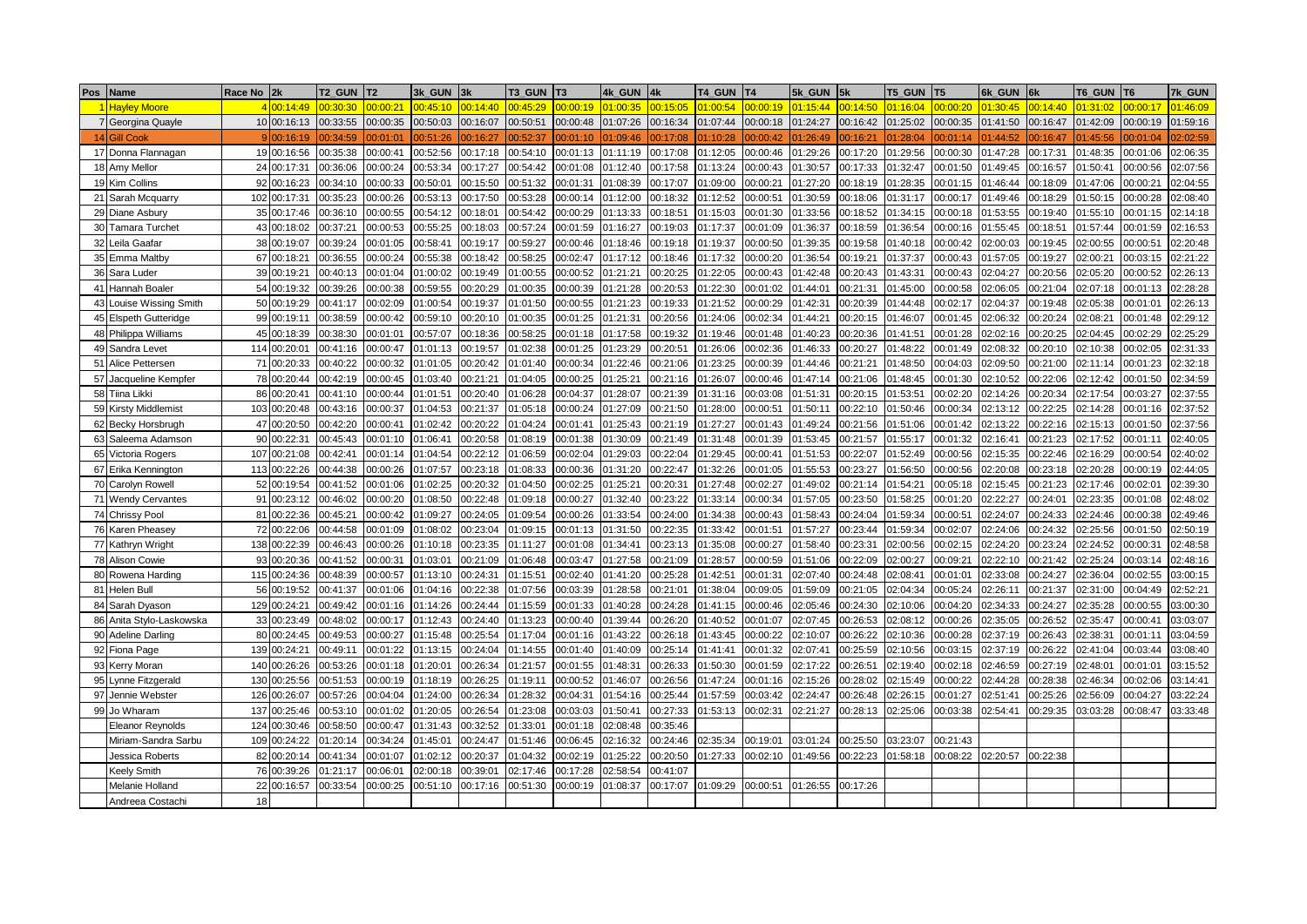| Pos | Name | Race No | 2k | T2_GUN | T2 | 3k_GUN | 3k | T3_GUN | T3 | 4k_GUN | 4k | T4_GUN | T4 | 5k_GUN | 5k | T5_GUN | T5 | 6k_GUN | 6k | T6_GUN | T6 | 7k_GUN |
|---|---|---|---|---|---|---|---|---|---|---|---|---|---|---|---|---|---|---|---|---|---|---|
| 1 | Hayley Moore | 4 | 00:14:49 | 00:30:30 | 00:00:21 | 00:45:10 | 00:14:40 | 00:45:29 | 00:00:19 | 01:00:35 | 00:15:05 | 01:00:54 | 00:00:19 | 01:15:44 | 00:14:50 | 01:16:04 | 00:00:20 | 01:30:45 | 00:14:40 | 01:31:02 | 00:00:17 | 01:46:09 |
| 7 | Georgina Quayle | 10 | 00:16:13 | 00:33:55 | 00:00:35 | 00:50:03 | 00:16:07 | 00:50:51 | 00:00:48 | 01:07:26 | 00:16:34 | 01:07:44 | 00:00:18 | 01:24:27 | 00:16:42 | 01:25:02 | 00:00:35 | 01:41:50 | 00:16:47 | 01:42:09 | 00:00:19 | 01:59:16 |
| 14 | Gill Cook | 9 | 00:16:19 | 00:34:59 | 00:01:01 | 00:51:26 | 00:16:27 | 00:52:37 | 00:01:10 | 01:09:46 | 00:17:08 | 01:10:28 | 00:00:42 | 01:26:49 | 00:16:21 | 01:28:04 | 00:01:14 | 01:44:52 | 00:16:47 | 01:45:56 | 00:01:04 | 02:02:59 |
| 17 | Donna Flannagan | 19 | 00:16:56 | 00:35:38 | 00:00:41 | 00:52:56 | 00:17:18 | 00:54:10 | 00:01:13 | 01:11:19 | 00:17:08 | 01:12:05 | 00:00:46 | 01:29:26 | 00:17:20 | 01:29:56 | 00:00:30 | 01:47:28 | 00:17:31 | 01:48:35 | 00:01:06 | 02:06:35 |
| 18 | Amy Mellor | 24 | 00:17:31 | 00:36:06 | 00:00:24 | 00:53:34 | 00:17:27 | 00:54:42 | 00:01:08 | 01:12:40 | 00:17:58 | 01:13:24 | 00:00:43 | 01:30:57 | 00:17:33 | 01:32:47 | 00:01:50 | 01:49:45 | 00:16:57 | 01:50:41 | 00:00:56 | 02:07:56 |
| 19 | Kim Collins | 92 | 00:16:23 | 00:34:10 | 00:00:33 | 00:50:01 | 00:15:50 | 00:51:32 | 00:01:31 | 01:08:39 | 00:17:07 | 01:09:00 | 00:00:21 | 01:27:20 | 00:18:19 | 01:28:35 | 00:01:15 | 01:46:44 | 00:18:09 | 01:47:06 | 00:00:21 | 02:04:55 |
| 21 | Sarah Mcquarry | 102 | 00:17:31 | 00:35:23 | 00:00:26 | 00:53:13 | 00:17:50 | 00:53:28 | 00:00:14 | 01:12:00 | 00:18:32 | 01:12:52 | 00:00:51 | 01:30:59 | 00:18:06 | 01:31:17 | 00:00:17 | 01:49:46 | 00:18:29 | 01:50:15 | 00:00:28 | 02:08:40 |
| 29 | Diane Asbury | 35 | 00:17:46 | 00:36:10 | 00:00:55 | 00:54:12 | 00:18:01 | 00:54:42 | 00:00:29 | 01:13:33 | 00:18:51 | 01:15:03 | 00:01:30 | 01:33:56 | 00:18:52 | 01:34:15 | 00:00:18 | 01:53:55 | 00:19:40 | 01:55:10 | 00:01:15 | 02:14:18 |
| 30 | Tamara Turchet | 43 | 00:18:02 | 00:37:21 | 00:00:53 | 00:55:25 | 00:18:03 | 00:57:24 | 00:01:59 | 01:16:27 | 00:19:03 | 01:17:37 | 00:01:09 | 01:36:37 | 00:18:59 | 01:36:54 | 00:00:16 | 01:55:45 | 00:18:51 | 01:57:44 | 00:01:59 | 02:16:53 |
| 32 | Leila Gaafar | 38 | 00:19:07 | 00:39:24 | 00:01:05 | 00:58:41 | 00:19:17 | 00:59:27 | 00:00:46 | 01:18:46 | 00:19:18 | 01:19:37 | 00:00:50 | 01:39:35 | 00:19:58 | 01:40:18 | 00:00:42 | 02:00:03 | 00:19:45 | 02:00:55 | 00:00:51 | 02:20:48 |
| 35 | Emma Maltby | 67 | 00:18:21 | 00:36:55 | 00:00:24 | 00:55:38 | 00:18:42 | 00:58:25 | 00:02:47 | 01:17:12 | 00:18:46 | 01:17:32 | 00:00:20 | 01:36:54 | 00:19:21 | 01:37:37 | 00:00:43 | 01:57:05 | 00:19:27 | 02:00:21 | 00:03:15 | 02:21:22 |
| 36 | Sara Luder | 39 | 00:19:21 | 00:40:13 | 00:01:04 | 01:00:02 | 00:19:49 | 01:00:55 | 00:00:52 | 01:21:21 | 00:20:25 | 01:22:05 | 00:00:43 | 01:42:48 | 00:20:43 | 01:43:31 | 00:00:43 | 02:04:27 | 00:20:56 | 02:05:20 | 00:00:52 | 02:26:13 |
| 41 | Hannah Boaler | 54 | 00:19:32 | 00:39:26 | 00:00:38 | 00:59:55 | 00:20:29 | 01:00:35 | 00:00:39 | 01:21:28 | 00:20:53 | 01:22:30 | 00:01:02 | 01:44:01 | 00:21:31 | 01:45:00 | 00:00:58 | 02:06:05 | 00:21:04 | 02:07:18 | 00:01:13 | 02:28:28 |
| 43 | Louise Wissing Smith | 50 | 00:19:29 | 00:41:17 | 00:02:09 | 01:00:54 | 00:19:37 | 01:01:50 | 00:00:55 | 01:21:23 | 00:19:33 | 01:21:52 | 00:00:29 | 01:42:31 | 00:20:39 | 01:44:48 | 00:02:17 | 02:04:37 | 00:19:48 | 02:05:38 | 00:01:01 | 02:26:13 |
| 45 | Elspeth Gutteridge | 99 | 00:19:11 | 00:38:59 | 00:00:42 | 00:59:10 | 00:20:10 | 01:00:35 | 00:01:25 | 01:21:31 | 00:20:56 | 01:24:06 | 00:02:34 | 01:44:21 | 00:20:15 | 01:46:07 | 00:01:45 | 02:06:32 | 00:20:24 | 02:08:21 | 00:01:48 | 02:29:12 |
| 48 | Philippa Williams | 45 | 00:18:39 | 00:38:30 | 00:01:01 | 00:57:07 | 00:18:36 | 00:58:25 | 00:01:18 | 01:17:58 | 00:19:32 | 01:19:46 | 00:01:48 | 01:40:23 | 00:20:36 | 01:41:51 | 00:01:28 | 02:02:16 | 00:20:25 | 02:04:45 | 00:02:29 | 02:25:29 |
| 49 | Sandra Levet | 114 | 00:20:01 | 00:41:16 | 00:00:47 | 01:01:13 | 00:19:57 | 01:02:38 | 00:01:25 | 01:23:29 | 00:20:51 | 01:26:06 | 00:02:36 | 01:46:33 | 00:20:27 | 01:48:22 | 00:01:49 | 02:08:32 | 00:20:10 | 02:10:38 | 00:02:05 | 02:31:33 |
| 51 | Alice Pettersen | 71 | 00:20:33 | 00:40:22 | 00:00:32 | 01:01:05 | 00:20:42 | 01:01:40 | 00:00:34 | 01:22:46 | 00:21:06 | 01:23:25 | 00:00:39 | 01:44:46 | 00:21:21 | 01:48:50 | 00:04:03 | 02:09:50 | 00:21:00 | 02:11:14 | 00:01:23 | 02:32:18 |
| 57 | Jacqueline Kempfer | 78 | 00:20:44 | 00:42:19 | 00:00:45 | 01:03:40 | 00:21:21 | 01:04:05 | 00:00:25 | 01:25:21 | 00:21:16 | 01:26:07 | 00:00:46 | 01:47:14 | 00:21:06 | 01:48:45 | 00:01:30 | 02:10:52 | 00:22:06 | 02:12:42 | 00:01:50 | 02:34:59 |
| 58 | Tiina Likki | 86 | 00:20:41 | 00:41:10 | 00:00:44 | 01:01:51 | 00:20:40 | 01:06:28 | 00:04:37 | 01:28:07 | 00:21:39 | 01:31:16 | 00:03:08 | 01:51:31 | 00:20:15 | 01:53:51 | 00:02:20 | 02:14:26 | 00:20:34 | 02:17:54 | 00:03:27 | 02:37:55 |
| 59 | Kirsty Middlemist | 103 | 00:20:48 | 00:43:16 | 00:00:37 | 01:04:53 | 00:21:37 | 01:05:18 | 00:00:24 | 01:27:09 | 00:21:50 | 01:28:00 | 00:00:51 | 01:50:11 | 00:22:10 | 01:50:46 | 00:00:34 | 02:13:12 | 00:22:25 | 02:14:28 | 00:01:16 | 02:37:52 |
| 62 | Becky Horsbrugh | 47 | 00:20:50 | 00:42:20 | 00:00:41 | 01:02:42 | 00:20:22 | 01:04:24 | 00:01:41 | 01:25:43 | 00:21:19 | 01:27:27 | 00:01:43 | 01:49:24 | 00:21:56 | 01:51:06 | 00:01:42 | 02:13:22 | 00:22:16 | 02:15:13 | 00:01:50 | 02:37:56 |
| 63 | Saleema Adamson | 90 | 00:22:31 | 00:45:43 | 00:01:10 | 01:06:41 | 00:20:58 | 01:08:19 | 00:01:38 | 01:30:09 | 00:21:49 | 01:31:48 | 00:01:39 | 01:53:45 | 00:21:57 | 01:55:17 | 00:01:32 | 02:16:41 | 00:21:23 | 02:17:52 | 00:01:11 | 02:40:05 |
| 65 | Victoria Rogers | 107 | 00:21:08 | 00:42:41 | 00:01:14 | 01:04:54 | 00:22:12 | 01:06:59 | 00:02:04 | 01:29:03 | 00:22:04 | 01:29:45 | 00:00:41 | 01:51:53 | 00:22:07 | 01:52:49 | 00:00:56 | 02:15:35 | 00:22:46 | 02:16:29 | 00:00:54 | 02:40:02 |
| 67 | Erika Kennington | 113 | 00:22:26 | 00:44:38 | 00:00:26 | 01:07:57 | 00:23:18 | 01:08:33 | 00:00:36 | 01:31:20 | 00:22:47 | 01:32:26 | 00:01:05 | 01:55:53 | 00:23:27 | 01:56:50 | 00:00:56 | 02:20:08 | 00:23:18 | 02:20:28 | 00:00:19 | 02:44:05 |
| 70 | Carolyn Rowell | 52 | 00:19:54 | 00:41:52 | 00:01:06 | 01:02:25 | 00:20:32 | 01:04:50 | 00:02:25 | 01:25:21 | 00:20:31 | 01:27:48 | 00:02:27 | 01:49:02 | 00:21:14 | 01:54:21 | 00:05:18 | 02:15:45 | 00:21:23 | 02:17:46 | 00:02:01 | 02:39:30 |
| 71 | Wendy Cervantes | 91 | 00:23:12 | 00:46:02 | 00:00:20 | 01:08:50 | 00:22:48 | 01:09:18 | 00:00:27 | 01:32:40 | 00:23:22 | 01:33:14 | 00:00:34 | 01:57:05 | 00:23:50 | 01:58:25 | 00:01:20 | 02:22:27 | 00:24:01 | 02:23:35 | 00:01:08 | 02:48:02 |
| 74 | Chrissy Pool | 81 | 00:22:36 | 00:45:21 | 00:00:42 | 01:09:27 | 00:24:05 | 01:09:54 | 00:00:26 | 01:33:54 | 00:24:00 | 01:34:38 | 00:00:43 | 01:58:43 | 00:24:04 | 01:59:34 | 00:00:51 | 02:24:07 | 00:24:33 | 02:24:46 | 00:00:38 | 02:49:46 |
| 76 | Karen Pheasey | 72 | 00:22:06 | 00:44:58 | 00:01:09 | 01:08:02 | 00:23:04 | 01:09:15 | 00:01:13 | 01:31:50 | 00:22:35 | 01:33:42 | 00:01:51 | 01:57:27 | 00:23:44 | 01:59:34 | 00:02:07 | 02:24:06 | 00:24:32 | 02:25:56 | 00:01:50 | 02:50:19 |
| 77 | Kathryn Wright | 138 | 00:22:39 | 00:46:43 | 00:00:26 | 01:10:18 | 00:23:35 | 01:11:27 | 00:01:08 | 01:34:41 | 00:23:13 | 01:35:08 | 00:00:27 | 01:58:40 | 00:23:31 | 02:00:56 | 00:02:15 | 02:24:20 | 00:23:24 | 02:24:52 | 00:00:31 | 02:48:58 |
| 78 | Alison Cowie | 93 | 00:20:36 | 00:41:52 | 00:00:31 | 01:03:01 | 00:21:09 | 01:06:48 | 00:03:47 | 01:27:58 | 00:21:09 | 01:28:57 | 00:00:59 | 01:51:06 | 00:22:09 | 02:00:27 | 00:09:21 | 02:22:10 | 00:21:42 | 02:25:24 | 00:03:14 | 02:48:16 |
| 80 | Rowena Harding | 115 | 00:24:36 | 00:48:39 | 00:00:57 | 01:13:10 | 00:24:31 | 01:15:51 | 00:02:40 | 01:41:20 | 00:25:28 | 01:42:51 | 00:01:31 | 02:07:40 | 00:24:48 | 02:08:41 | 00:01:01 | 02:33:08 | 00:24:27 | 02:36:04 | 00:02:55 | 03:00:15 |
| 81 | Helen Bull | 56 | 00:19:52 | 00:41:37 | 00:01:06 | 01:04:16 | 00:22:38 | 01:07:56 | 00:03:39 | 01:28:58 | 00:21:01 | 01:38:04 | 00:09:05 | 01:59:09 | 00:21:05 | 02:04:34 | 00:05:24 | 02:26:11 | 00:21:37 | 02:31:00 | 00:04:49 | 02:52:21 |
| 84 | Sarah Dyason | 129 | 00:24:21 | 00:49:42 | 00:01:16 | 01:14:26 | 00:24:44 | 01:15:59 | 00:01:33 | 01:40:28 | 00:24:28 | 01:41:15 | 00:00:46 | 02:05:46 | 00:24:30 | 02:10:06 | 00:04:20 | 02:34:33 | 00:24:27 | 02:35:28 | 00:00:55 | 03:00:30 |
| 86 | Anita Stylo-Laskowska | 33 | 00:23:49 | 00:48:02 | 00:00:17 | 01:12:43 | 00:24:40 | 01:13:23 | 00:00:40 | 01:39:44 | 00:26:20 | 01:40:52 | 00:01:07 | 02:07:45 | 00:26:53 | 02:08:12 | 00:00:26 | 02:35:05 | 00:26:52 | 02:35:47 | 00:00:41 | 03:03:07 |
| 90 | Adeline Darling | 80 | 00:24:45 | 00:49:53 | 00:00:27 | 01:15:48 | 00:25:54 | 01:17:04 | 00:01:16 | 01:43:22 | 00:26:18 | 01:43:45 | 00:00:22 | 02:10:07 | 00:26:22 | 02:10:36 | 00:00:28 | 02:37:19 | 00:26:43 | 02:38:31 | 00:01:11 | 03:04:59 |
| 92 | Fiona Page | 139 | 00:24:21 | 00:49:11 | 00:01:22 | 01:13:15 | 00:24:04 | 01:14:55 | 00:01:40 | 01:40:09 | 00:25:14 | 01:41:41 | 00:01:32 | 02:07:41 | 00:25:59 | 02:10:56 | 00:03:15 | 02:37:19 | 00:26:22 | 02:41:04 | 00:03:44 | 03:08:40 |
| 93 | Kerry Moran | 140 | 00:26:26 | 00:53:26 | 00:01:18 | 01:20:01 | 00:26:34 | 01:21:57 | 00:01:55 | 01:48:31 | 00:26:33 | 01:50:30 | 00:01:59 | 02:17:22 | 00:26:51 | 02:19:40 | 00:02:18 | 02:46:59 | 00:27:19 | 02:48:01 | 00:01:01 | 03:15:52 |
| 95 | Lynne Fitzgerald | 130 | 00:25:56 | 00:51:53 | 00:00:19 | 01:18:19 | 00:26:25 | 01:19:11 | 00:00:52 | 01:46:07 | 00:26:56 | 01:47:24 | 00:01:16 | 02:15:26 | 00:28:02 | 02:15:49 | 00:00:22 | 02:44:28 | 00:28:38 | 02:46:34 | 00:02:06 | 03:14:41 |
| 97 | Jennie Webster | 126 | 00:26:07 | 00:57:26 | 00:04:04 | 01:24:00 | 00:26:34 | 01:28:32 | 00:04:31 | 01:54:16 | 00:25:44 | 01:57:59 | 00:03:42 | 02:24:47 | 00:26:48 | 02:26:15 | 00:01:27 | 02:51:41 | 00:25:26 | 02:56:09 | 00:04:27 | 03:22:24 |
| 99 | Jo Wharam | 137 | 00:25:46 | 00:53:10 | 00:01:02 | 01:20:05 | 00:26:54 | 01:23:08 | 00:03:03 | 01:50:41 | 00:27:33 | 01:53:13 | 00:02:31 | 02:21:27 | 00:28:13 | 02:25:06 | 00:03:38 | 02:54:41 | 00:29:35 | 03:03:28 | 00:08:47 | 03:33:48 |
| | Eleanor Reynolds | 124 | 00:30:46 | 00:58:50 | 00:00:47 | 01:31:43 | 00:32:52 | 01:33:01 | 00:01:18 | 02:08:48 | 00:35:46 | | | | | | | | | | | |
| | Miriam-Sandra Sarbu | 109 | 00:24:22 | 01:20:14 | 00:34:24 | 01:45:01 | 00:24:47 | 01:51:46 | 00:06:45 | 02:16:32 | 00:24:46 | 02:35:34 | 00:19:01 | 03:01:24 | 00:25:50 | 03:23:07 | 00:21:43 | | | | | |
| | Jessica Roberts | 82 | 00:20:14 | 00:41:34 | 00:01:07 | 01:02:12 | 00:20:37 | 01:04:32 | 00:02:19 | 01:25:22 | 00:20:50 | 01:27:33 | 00:02:10 | 01:49:56 | 00:22:23 | 01:58:18 | 00:08:22 | 02:20:57 | 00:22:38 | | | |
| | Keely Smith | 76 | 00:39:26 | 01:21:17 | 00:06:01 | 02:00:18 | 00:39:01 | 02:17:46 | 00:17:28 | 02:58:54 | 00:41:07 | | | | | | | | | | | |
| | Melanie Holland | 22 | 00:16:57 | 00:33:54 | 00:00:25 | 00:51:10 | 00:17:16 | 00:51:30 | 00:00:19 | 01:08:37 | 00:17:07 | 01:09:29 | 00:00:51 | 01:26:55 | 00:17:26 | | | | | | | |
| | Andreea Costachi | 18 | | | | | | | | | | | | | | | | | | | | |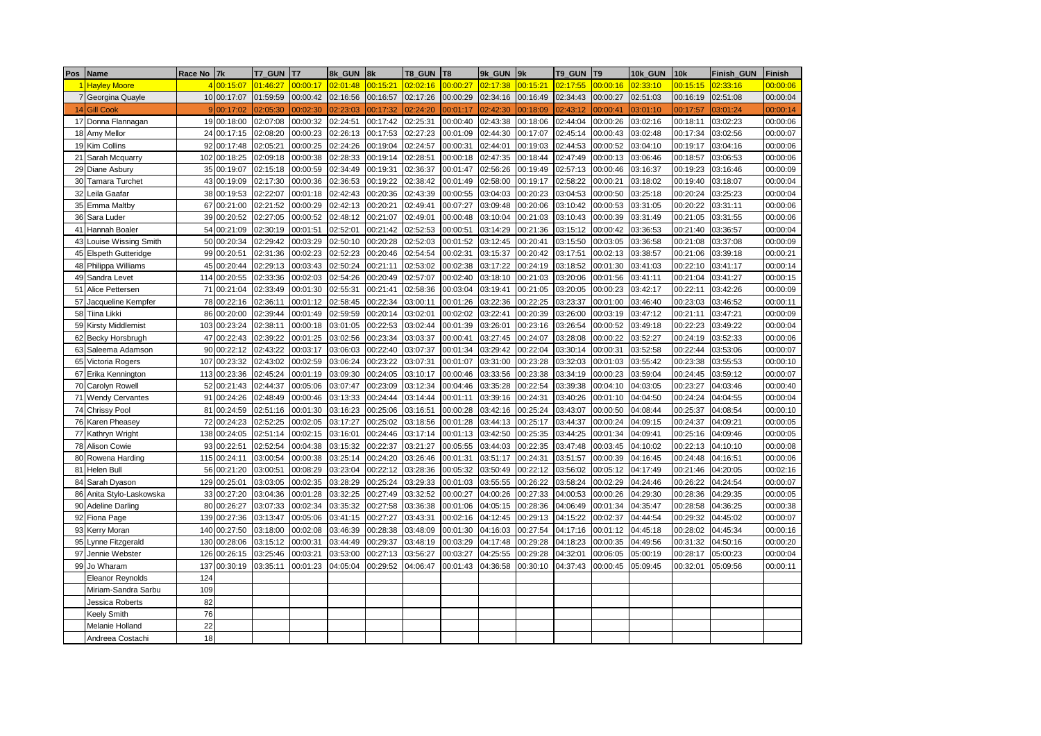| Pos | Name | Race No | 7k | T7_GUN | T7 | 8k_GUN | 8k | T8_GUN | T8 | 9k_GUN | 9k | T9_GUN | T9 | 10k_GUN | 10k | Finish_GUN | Finish |
|---|---|---|---|---|---|---|---|---|---|---|---|---|---|---|---|---|---|
| 1 | Hayley Moore | 4 | 00:15:07 | 01:46:27 | 00:00:17 | 02:01:48 | 00:15:21 | 02:02:16 | 00:00:27 | 02:17:38 | 00:15:21 | 02:17:55 | 00:00:16 | 02:33:10 | 00:15:15 | 02:33:16 | 00:00:06 |
| 7 | Georgina Quayle | 10 | 00:17:07 | 01:59:59 | 00:00:42 | 02:16:56 | 00:16:57 | 02:17:26 | 00:00:29 | 02:34:16 | 00:16:49 | 02:34:43 | 00:00:27 | 02:51:03 | 00:16:19 | 02:51:08 | 00:00:04 |
| 14 | Gill Cook | 9 | 00:17:02 | 02:05:30 | 00:02:30 | 02:23:03 | 00:17:32 | 02:24:20 | 00:01:17 | 02:42:30 | 00:18:09 | 02:43:12 | 00:00:41 | 03:01:10 | 00:17:57 | 03:01:24 | 00:00:14 |
| 17 | Donna Flannagan | 19 | 00:18:00 | 02:07:08 | 00:00:32 | 02:24:51 | 00:17:42 | 02:25:31 | 00:00:40 | 02:43:38 | 00:18:06 | 02:44:04 | 00:00:26 | 03:02:16 | 00:18:11 | 03:02:23 | 00:00:06 |
| 18 | Amy Mellor | 24 | 00:17:15 | 02:08:20 | 00:00:23 | 02:26:13 | 00:17:53 | 02:27:23 | 00:01:09 | 02:44:30 | 00:17:07 | 02:45:14 | 00:00:43 | 03:02:48 | 00:17:34 | 03:02:56 | 00:00:07 |
| 19 | Kim Collins | 92 | 00:17:48 | 02:05:21 | 00:00:25 | 02:24:26 | 00:19:04 | 02:24:57 | 00:00:31 | 02:44:01 | 00:19:03 | 02:44:53 | 00:00:52 | 03:04:10 | 00:19:17 | 03:04:16 | 00:00:06 |
| 21 | Sarah Mcquarry | 102 | 00:18:25 | 02:09:18 | 00:00:38 | 02:28:33 | 00:19:14 | 02:28:51 | 00:00:18 | 02:47:35 | 00:18:44 | 02:47:49 | 00:00:13 | 03:06:46 | 00:18:57 | 03:06:53 | 00:00:06 |
| 29 | Diane Asbury | 35 | 00:19:07 | 02:15:18 | 00:00:59 | 02:34:49 | 00:19:31 | 02:36:37 | 00:01:47 | 02:56:26 | 00:19:49 | 02:57:13 | 00:00:46 | 03:16:37 | 00:19:23 | 03:16:46 | 00:00:09 |
| 30 | Tamara Turchet | 43 | 00:19:09 | 02:17:30 | 00:00:36 | 02:36:53 | 00:19:22 | 02:38:42 | 00:01:49 | 02:58:00 | 00:19:17 | 02:58:22 | 00:00:21 | 03:18:02 | 00:19:40 | 03:18:07 | 00:00:04 |
| 32 | Leila Gaafar | 38 | 00:19:53 | 02:22:07 | 00:01:18 | 02:42:43 | 00:20:36 | 02:43:39 | 00:00:55 | 03:04:03 | 00:20:23 | 03:04:53 | 00:00:50 | 03:25:18 | 00:20:24 | 03:25:23 | 00:00:04 |
| 35 | Emma Maltby | 67 | 00:21:00 | 02:21:52 | 00:00:29 | 02:42:13 | 00:20:21 | 02:49:41 | 00:07:27 | 03:09:48 | 00:20:06 | 03:10:42 | 00:00:53 | 03:31:05 | 00:20:22 | 03:31:11 | 00:00:06 |
| 36 | Sara Luder | 39 | 00:20:52 | 02:27:05 | 00:00:52 | 02:48:12 | 00:21:07 | 02:49:01 | 00:00:48 | 03:10:04 | 00:21:03 | 03:10:43 | 00:00:39 | 03:31:49 | 00:21:05 | 03:31:55 | 00:00:06 |
| 41 | Hannah Boaler | 54 | 00:21:09 | 02:30:19 | 00:01:51 | 02:52:01 | 00:21:42 | 02:52:53 | 00:00:51 | 03:14:29 | 00:21:36 | 03:15:12 | 00:00:42 | 03:36:53 | 00:21:40 | 03:36:57 | 00:00:04 |
| 43 | Louise Wissing Smith | 50 | 00:20:34 | 02:29:42 | 00:03:29 | 02:50:10 | 00:20:28 | 02:52:03 | 00:01:52 | 03:12:45 | 00:20:41 | 03:15:50 | 00:03:05 | 03:36:58 | 00:21:08 | 03:37:08 | 00:00:09 |
| 45 | Elspeth Gutteridge | 99 | 00:20:51 | 02:31:36 | 00:02:23 | 02:52:23 | 00:20:46 | 02:54:54 | 00:02:31 | 03:15:37 | 00:20:42 | 03:17:51 | 00:02:13 | 03:38:57 | 00:21:06 | 03:39:18 | 00:00:21 |
| 48 | Philippa Williams | 45 | 00:20:44 | 02:29:13 | 00:03:43 | 02:50:24 | 00:21:11 | 02:53:02 | 00:02:38 | 03:17:22 | 00:24:19 | 03:18:52 | 00:01:30 | 03:41:03 | 00:22:10 | 03:41:17 | 00:00:14 |
| 49 | Sandra Levet | 114 | 00:20:55 | 02:33:36 | 00:02:03 | 02:54:26 | 00:20:49 | 02:57:07 | 00:02:40 | 03:18:10 | 00:21:03 | 03:20:06 | 00:01:56 | 03:41:11 | 00:21:04 | 03:41:27 | 00:00:15 |
| 51 | Alice Pettersen | 71 | 00:21:04 | 02:33:49 | 00:01:30 | 02:55:31 | 00:21:41 | 02:58:36 | 00:03:04 | 03:19:41 | 00:21:05 | 03:20:05 | 00:00:23 | 03:42:17 | 00:22:11 | 03:42:26 | 00:00:09 |
| 57 | Jacqueline Kempfer | 78 | 00:22:16 | 02:36:11 | 00:01:12 | 02:58:45 | 00:22:34 | 03:00:11 | 00:01:26 | 03:22:36 | 00:22:25 | 03:23:37 | 00:01:00 | 03:46:40 | 00:23:03 | 03:46:52 | 00:00:11 |
| 58 | Tiina Likki | 86 | 00:20:00 | 02:39:44 | 00:01:49 | 02:59:59 | 00:20:14 | 03:02:01 | 00:02:02 | 03:22:41 | 00:20:39 | 03:26:00 | 00:03:19 | 03:47:12 | 00:21:11 | 03:47:21 | 00:00:09 |
| 59 | Kirsty Middlemist | 103 | 00:23:24 | 02:38:11 | 00:00:18 | 03:01:05 | 00:22:53 | 03:02:44 | 00:01:39 | 03:26:01 | 00:23:16 | 03:26:54 | 00:00:52 | 03:49:18 | 00:22:23 | 03:49:22 | 00:00:04 |
| 62 | Becky Horsbrugh | 47 | 00:22:43 | 02:39:22 | 00:01:25 | 03:02:56 | 00:23:34 | 03:03:37 | 00:00:41 | 03:27:45 | 00:24:07 | 03:28:08 | 00:00:22 | 03:52:27 | 00:24:19 | 03:52:33 | 00:00:06 |
| 63 | Saleema Adamson | 90 | 00:22:12 | 02:43:22 | 00:03:17 | 03:06:03 | 00:22:40 | 03:07:37 | 00:01:34 | 03:29:42 | 00:22:04 | 03:30:14 | 00:00:31 | 03:52:58 | 00:22:44 | 03:53:06 | 00:00:07 |
| 65 | Victoria Rogers | 107 | 00:23:32 | 02:43:02 | 00:02:59 | 03:06:24 | 00:23:22 | 03:07:31 | 00:01:07 | 03:31:00 | 00:23:28 | 03:32:03 | 00:01:03 | 03:55:42 | 00:23:38 | 03:55:53 | 00:00:10 |
| 67 | Erika Kennington | 113 | 00:23:36 | 02:45:24 | 00:01:19 | 03:09:30 | 00:24:05 | 03:10:17 | 00:00:46 | 03:33:56 | 00:23:38 | 03:34:19 | 00:00:23 | 03:59:04 | 00:24:45 | 03:59:12 | 00:00:07 |
| 70 | Carolyn Rowell | 52 | 00:21:43 | 02:44:37 | 00:05:06 | 03:07:47 | 00:23:09 | 03:12:34 | 00:04:46 | 03:35:28 | 00:22:54 | 03:39:38 | 00:04:10 | 04:03:05 | 00:23:27 | 04:03:46 | 00:00:40 |
| 71 | Wendy Cervantes | 91 | 00:24:26 | 02:48:49 | 00:00:46 | 03:13:33 | 00:24:44 | 03:14:44 | 00:01:11 | 03:39:16 | 00:24:31 | 03:40:26 | 00:01:10 | 04:04:50 | 00:24:24 | 04:04:55 | 00:00:04 |
| 74 | Chrissy Pool | 81 | 00:24:59 | 02:51:16 | 00:01:30 | 03:16:23 | 00:25:06 | 03:16:51 | 00:00:28 | 03:42:16 | 00:25:24 | 03:43:07 | 00:00:50 | 04:08:44 | 00:25:37 | 04:08:54 | 00:00:10 |
| 76 | Karen Pheasey | 72 | 00:24:23 | 02:52:25 | 00:02:05 | 03:17:27 | 00:25:02 | 03:18:56 | 00:01:28 | 03:44:13 | 00:25:17 | 03:44:37 | 00:00:24 | 04:09:15 | 00:24:37 | 04:09:21 | 00:00:05 |
| 77 | Kathryn Wright | 138 | 00:24:05 | 02:51:14 | 00:02:15 | 03:16:01 | 00:24:46 | 03:17:14 | 00:01:13 | 03:42:50 | 00:25:35 | 03:44:25 | 00:01:34 | 04:09:41 | 00:25:16 | 04:09:46 | 00:00:05 |
| 78 | Alison Cowie | 93 | 00:22:51 | 02:52:54 | 00:04:38 | 03:15:32 | 00:22:37 | 03:21:27 | 00:05:55 | 03:44:03 | 00:22:35 | 03:47:48 | 00:03:45 | 04:10:02 | 00:22:13 | 04:10:10 | 00:00:08 |
| 80 | Rowena Harding | 115 | 00:24:11 | 03:00:54 | 00:00:38 | 03:25:14 | 00:24:20 | 03:26:46 | 00:01:31 | 03:51:17 | 00:24:31 | 03:51:57 | 00:00:39 | 04:16:45 | 00:24:48 | 04:16:51 | 00:00:06 |
| 81 | Helen Bull | 56 | 00:21:20 | 03:00:51 | 00:08:29 | 03:23:04 | 00:22:12 | 03:28:36 | 00:05:32 | 03:50:49 | 00:22:12 | 03:56:02 | 00:05:12 | 04:17:49 | 00:21:46 | 04:20:05 | 00:02:16 |
| 84 | Sarah Dyason | 129 | 00:25:01 | 03:03:05 | 00:02:35 | 03:28:29 | 00:25:24 | 03:29:33 | 00:01:03 | 03:55:55 | 00:26:22 | 03:58:24 | 00:02:29 | 04:24:46 | 00:26:22 | 04:24:54 | 00:00:07 |
| 86 | Anita Stylo-Laskowska | 33 | 00:27:20 | 03:04:36 | 00:01:28 | 03:32:25 | 00:27:49 | 03:32:52 | 00:00:27 | 04:00:26 | 00:27:33 | 04:00:53 | 00:00:26 | 04:29:30 | 00:28:36 | 04:29:35 | 00:00:05 |
| 90 | Adeline Darling | 80 | 00:26:27 | 03:07:33 | 00:02:34 | 03:35:32 | 00:27:58 | 03:36:38 | 00:01:06 | 04:05:15 | 00:28:36 | 04:06:49 | 00:01:34 | 04:35:47 | 00:28:58 | 04:36:25 | 00:00:38 |
| 92 | Fiona Page | 139 | 00:27:36 | 03:13:47 | 00:05:06 | 03:41:15 | 00:27:27 | 03:43:31 | 00:02:16 | 04:12:45 | 00:29:13 | 04:15:22 | 00:02:37 | 04:44:54 | 00:29:32 | 04:45:02 | 00:00:07 |
| 93 | Kerry Moran | 140 | 00:27:50 | 03:18:00 | 00:02:08 | 03:46:39 | 00:28:38 | 03:48:09 | 00:01:30 | 04:16:03 | 00:27:54 | 04:17:16 | 00:01:12 | 04:45:18 | 00:28:02 | 04:45:34 | 00:00:16 |
| 95 | Lynne Fitzgerald | 130 | 00:28:06 | 03:15:12 | 00:00:31 | 03:44:49 | 00:29:37 | 03:48:19 | 00:03:29 | 04:17:48 | 00:29:28 | 04:18:23 | 00:00:35 | 04:49:56 | 00:31:32 | 04:50:16 | 00:00:20 |
| 97 | Jennie Webster | 126 | 00:26:15 | 03:25:46 | 00:03:21 | 03:53:00 | 00:27:13 | 03:56:27 | 00:03:27 | 04:25:55 | 00:29:28 | 04:32:01 | 00:06:05 | 05:00:19 | 00:28:17 | 05:00:23 | 00:00:04 |
| 99 | Jo Wharam | 137 | 00:30:19 | 03:35:11 | 00:01:23 | 04:05:04 | 00:29:52 | 04:06:47 | 00:01:43 | 04:36:58 | 00:30:10 | 04:37:43 | 00:00:45 | 05:09:45 | 00:32:01 | 05:09:56 | 00:00:11 |
| | Eleanor Reynolds | 124 | | | | | | | | | | | | | | | |
| | Miriam-Sandra Sarbu | 109 | | | | | | | | | | | | | | | |
| | Jessica Roberts | 82 | | | | | | | | | | | | | | | |
| | Keely Smith | 76 | | | | | | | | | | | | | | | |
| | Melanie Holland | 22 | | | | | | | | | | | | | | | |
| | Andreea Costachi | 18 | | | | | | | | | | | | | | | |